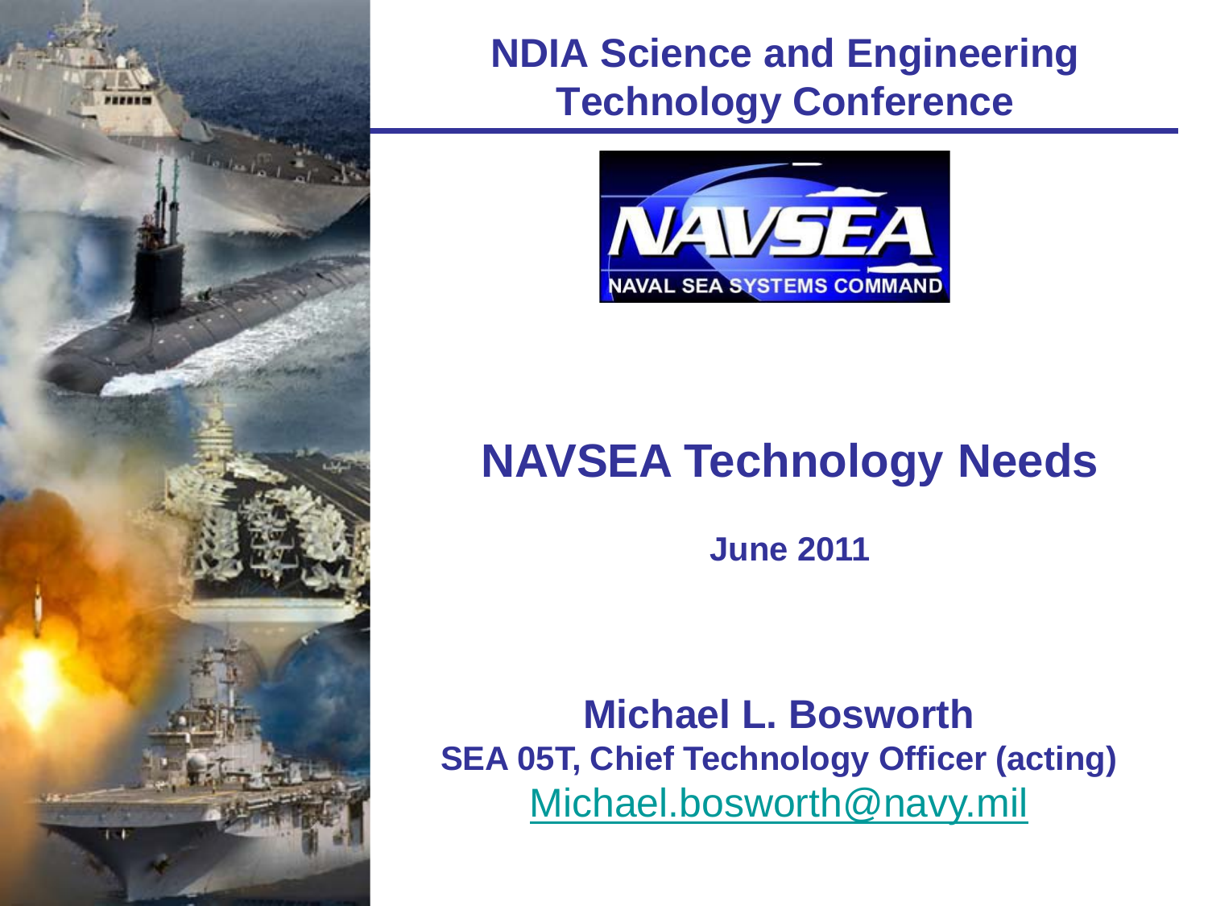# NDIA Science and Engineering Technology Conference

NAVSEA

NAVAL SEA SYSTEMS COMMAND

## NAVSEA Technology Needs

**June 2011**

**Michael L. Bosworth**

**SEA 05T, Chief Technology Officer (acting)**

Michael.bosworth@navy.mil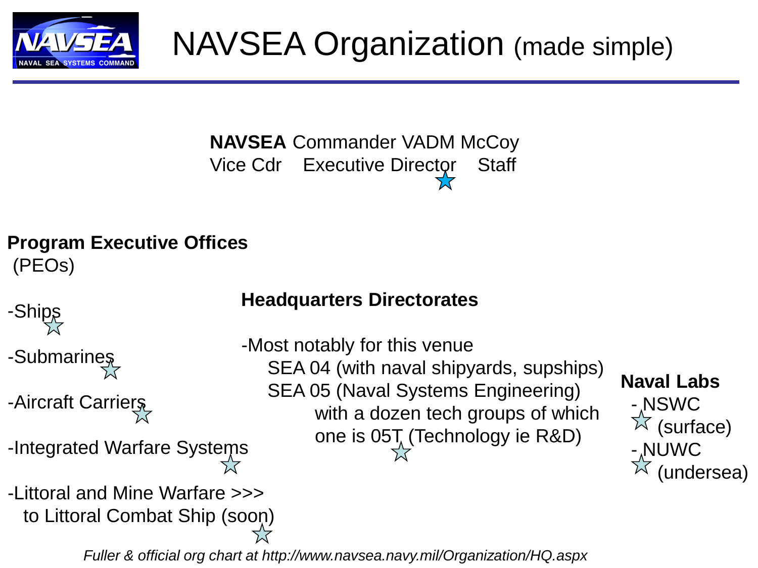# NAVSEA Organization (made simple)

**NAVSEA** Commander VADM McCoy

Vice Cdr Executive Director Staff

**Program Executive Offices** (PEOs)

- Ships
- Submarines
- Aircraft Carriers
- Integrated Warfare Systems
- Littoral and Mine Warfare >>> to Littoral Combat Ship (soon)

**Headquarters Directorates**

- Most notably for this venue
  - SEA 04 (with naval shipyards, supships)
  - SEA 05 (Naval Systems Engineering) with a dozen tech groups of which one is 05T (Technology ie R&D)

**Naval Labs**

- NSWC (surface)
- NUWC (undersea)

*Fuller & official org chart at http://www.navsea.navy.mil/Organization/HQ.aspx*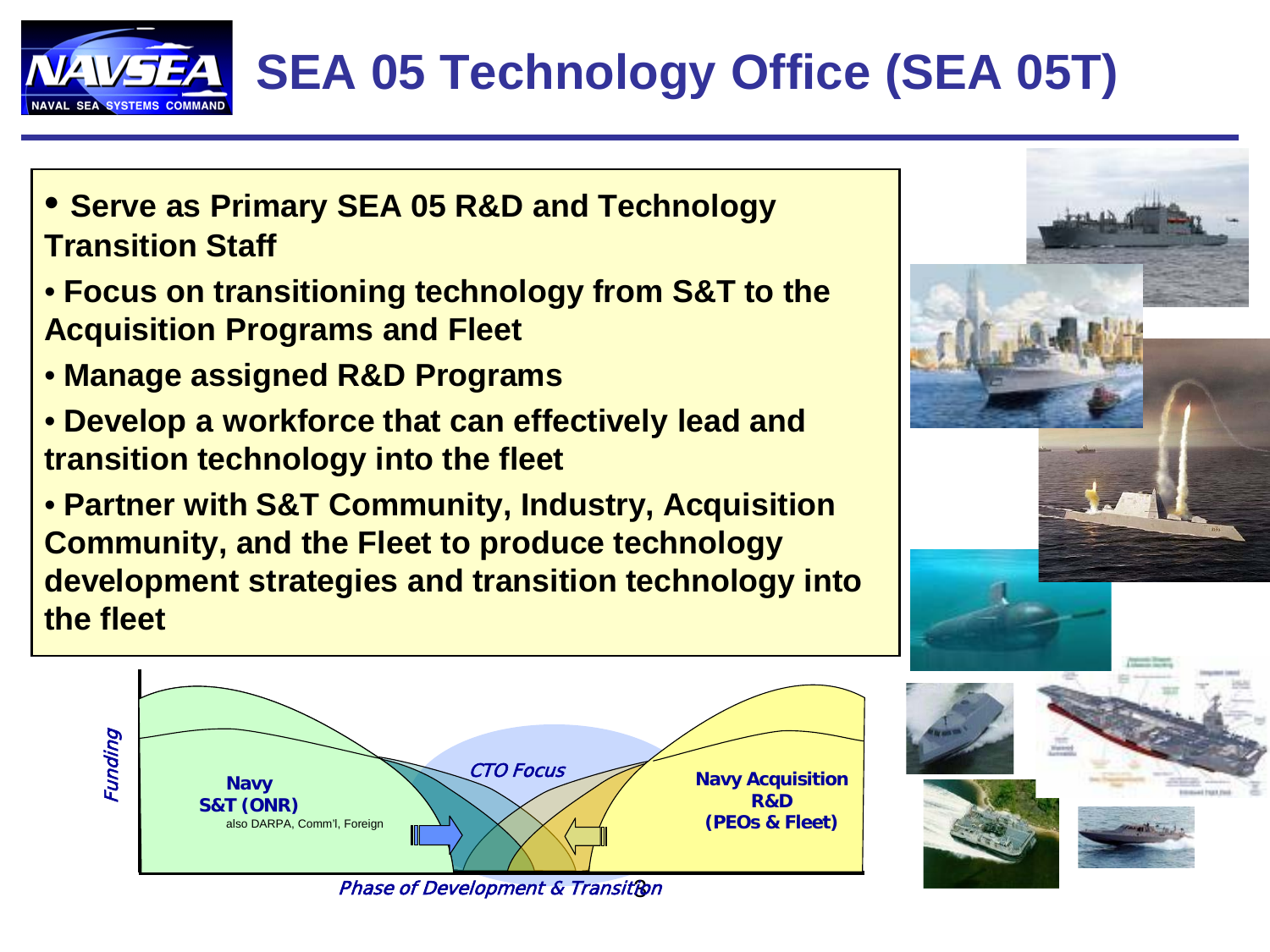# SEA 05 Technology Office (SEA 05T)

- **Serve as Primary SEA 05 R&D and Technology Transition Staff**
- **Focus on transitioning technology from S&T to the Acquisition Programs and Fleet**
- **Manage assigned R&D Programs**
- **Develop a workforce that can effectively lead and transition technology into the fleet**
- **Partner with S&T Community, Industry, Acquisition Community, and the Fleet to produce technology development strategies and transition technology into the fleet**

*Funding*

**Navy S&T (ONR)**
also DARPA, Comm'l, Foreign

*CTO Focus*

**Navy Acquisition R&D (PEOs & Fleet)**

*Phase of Development & Transition*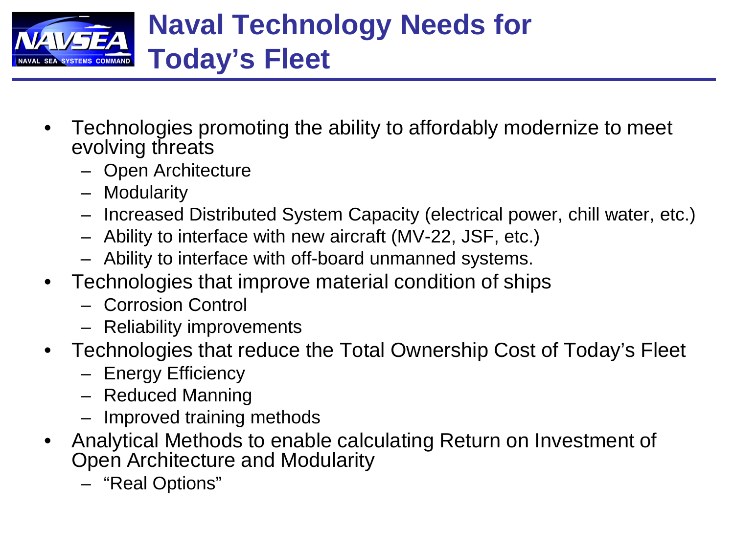# Naval Technology Needs for Today's Fleet

- Technologies promoting the ability to affordably modernize to meet evolving threats
  - Open Architecture
  - Modularity
  - Increased Distributed System Capacity (electrical power, chill water, etc.)
  - Ability to interface with new aircraft (MV-22, JSF, etc.)
  - Ability to interface with off-board unmanned systems.
- Technologies that improve material condition of ships
  - Corrosion Control
  - Reliability improvements
- Technologies that reduce the Total Ownership Cost of Today's Fleet
  - Energy Efficiency
  - Reduced Manning
  - Improved training methods
- Analytical Methods to enable calculating Return on Investment of Open Architecture and Modularity
  - "Real Options"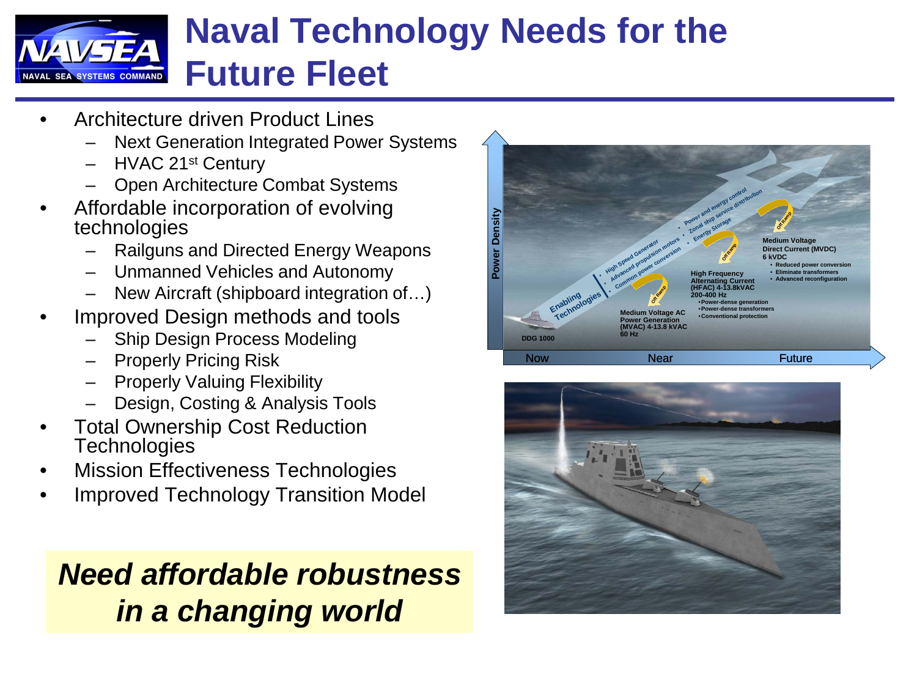# Naval Technology Needs for the Future Fleet

- Architecture driven Product Lines
  - Next Generation Integrated Power Systems
  - HVAC 21st Century
  - Open Architecture Combat Systems
- Affordable incorporation of evolving technologies
  - Railguns and Directed Energy Weapons
  - Unmanned Vehicles and Autonomy
  - New Aircraft (shipboard integration of…)
- Improved Design methods and tools
  - Ship Design Process Modeling
  - Properly Pricing Risk
  - Properly Valuing Flexibility
  - Design, Costing & Analysis Tools
- Total Ownership Cost Reduction Technologies
- Mission Effectiveness Technologies
- Improved Technology Transition Model

***Need affordable robustness in a changing world***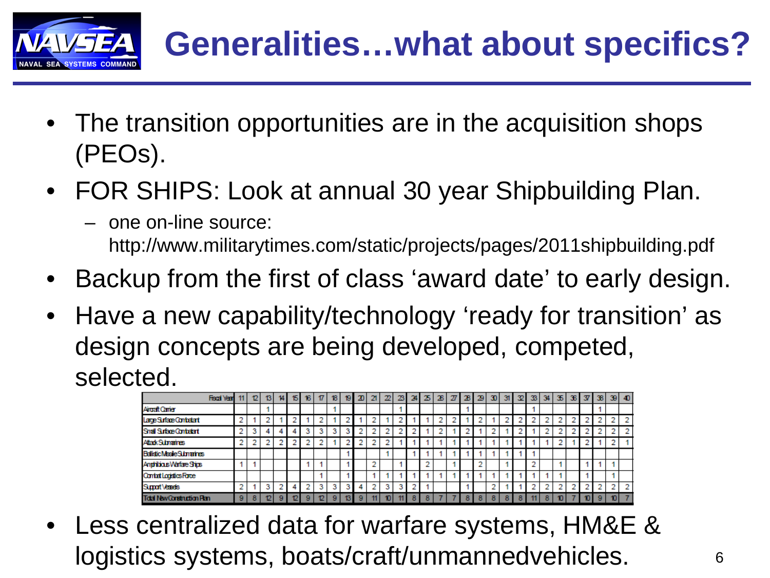# Generalities…what about specifics?

- The transition opportunities are in the acquisition shops (PEOs).
- FOR SHIPS: Look at annual 30 year Shipbuilding Plan.
  - one on-line source: http://www.militarytimes.com/static/projects/pages/2011shipbuilding.pdf
- Backup from the first of class 'award date' to early design.
- Have a new capability/technology 'ready for transition' as design concepts are being developed, competed, selected.

| Fiscal Year | 11 | 12 | 13 | 14 | 15 | 16 | 17 | 18 | 19 | 20 | 21 | 22 | 23 | 24 | 25 | 26 | 27 | 28 | 29 | 30 | 31 | 32 | 33 | 34 | 35 | 36 | 37 | 38 | 39 | 40 |
|---|---|---|---|---|---|---|---|---|---|---|---|---|---|---|---|---|---|---|---|---|---|---|---|---|---|---|---|---|---|---|
| Aircraft Carrier | | | 1 | | | | | 1 | | | | | 1 | | | | | 1 | | | | | 1 | | | | | 1 | | |
| Large Surface Combatant | 2 | 1 | 2 | 1 | 2 | 1 | 2 | 1 | 2 | 1 | 2 | 1 | 2 | 1 | 1 | 2 | 2 | 1 | 2 | 1 | 2 | 2 | 2 | 2 | 2 | 2 | 2 | 2 | 2 | 2 |
| Small Surface Combatant | 2 | 3 | 4 | 4 | 4 | 3 | 3 | 3 | 3 | 2 | 2 | 2 | 2 | 2 | 1 | 2 | 1 | 2 | 1 | 2 | 1 | 2 | 1 | 2 | 2 | 2 | 2 | 2 | 2 | 2 |
| Attack Submarines | 2 | 2 | 2 | 2 | 2 | 2 | 2 | 1 | 2 | 2 | 2 | 2 | 1 | 1 | 1 | 1 | 1 | 1 | 1 | 1 | 1 | 1 | 1 | 1 | 2 | 1 | 2 | 1 | 2 | 1 |
| Ballistic Missile Submarines | | | | | | | | | 1 | | | 1 | | 1 | 1 | 1 | 1 | 1 | 1 | 1 | 1 | 1 | 1 | | | | | | | |
| Amphibious Warfare Ships | 1 | 1 | | | | 1 | 1 | | 1 | | 2 | | 1 | | 2 | | 1 | | 2 | | 1 | | 2 | | 1 | | 1 | 1 | 1 | |
| Combat Logistics Force | | | | | | | 1 | | 1 | | 1 | 1 | 1 | 1 | 1 | 1 | 1 | 1 | 1 | 1 | 1 | 1 | 1 | 1 | 1 | | 1 | | 1 | |
| Support Vessels | 2 | 1 | 3 | 2 | 4 | 2 | 3 | 3 | 3 | 4 | 2 | 3 | 3 | 2 | 1 | | | 1 | | 2 | 1 | 1 | 2 | 2 | 2 | 2 | 2 | 2 | 2 | 2 |
| Total New Construction Plan | 9 | 8 | 12 | 9 | 12 | 9 | 12 | 9 | 13 | 9 | 11 | 10 | 11 | 8 | 8 | 7 | 7 | 8 | 8 | 8 | 8 | 8 | 11 | 8 | 10 | 7 | 10 | 9 | 10 | 7 |

- Less centralized data for warfare systems, HM&E & logistics systems, boats/craft/unmannedvehicles.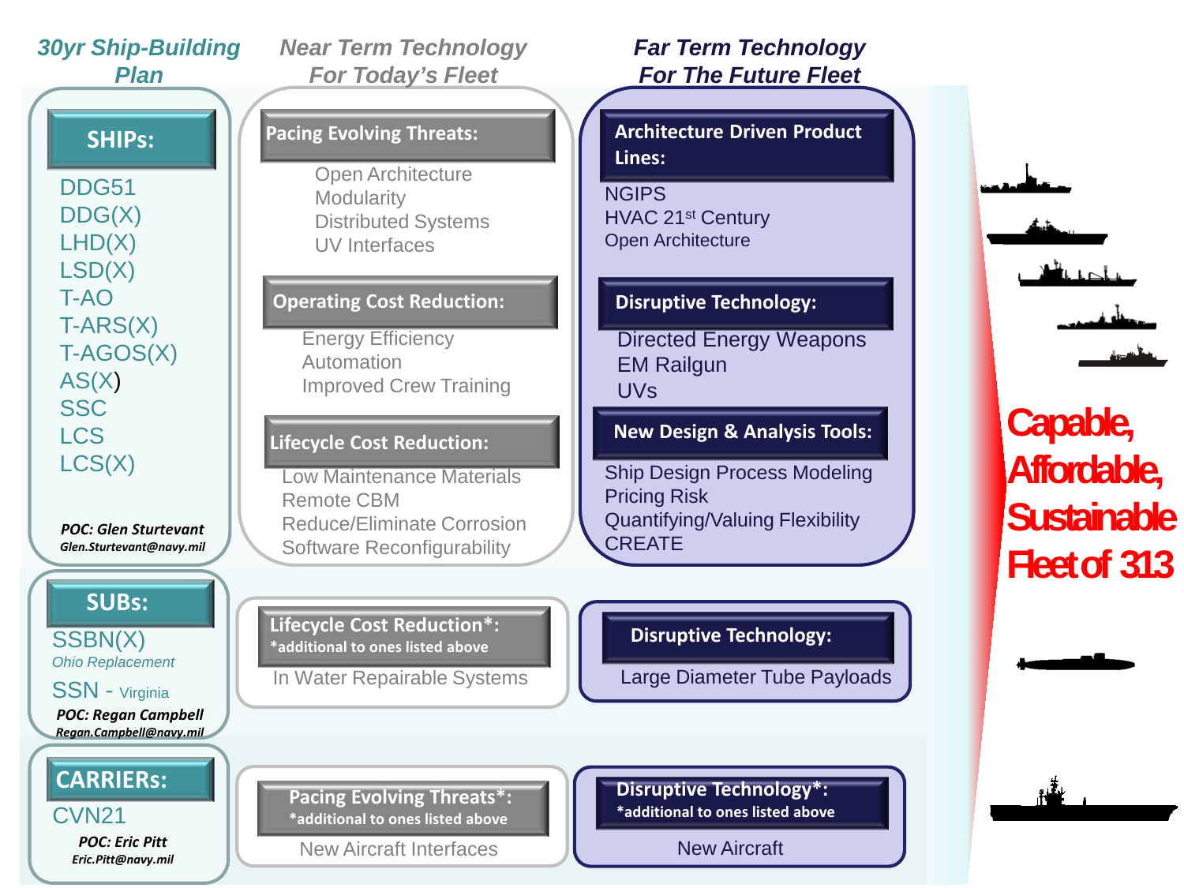| 30yr Ship-Building Plan | Near Term Technology For Today's Fleet | Far Term Technology For The Future Fleet |
|---|---|---|
| **SHIPs:** DDG51, DDG(X), LHD(X), LSD(X), T-AO, T-ARS(X), T-AGOS(X), AS(X), SSC, LCS, LCS(X) — POC: Glen Sturtevant, Glen.Sturtevant@navy.mil | **Pacing Evolving Threats:** Open Architecture, Modularity, Distributed Systems, UV Interfaces. **Operating Cost Reduction:** Energy Efficiency, Automation, Improved Crew Training. **Lifecycle Cost Reduction:** Low Maintenance Materials, Remote CBM, Reduce/Eliminate Corrosion, Software Reconfigurability | **Architecture Driven Product Lines:** NGIPS, HVAC 21st Century, Open Architecture. **Disruptive Technology:** Directed Energy Weapons, EM Railgun, UVs. **New Design & Analysis Tools:** Ship Design Process Modeling, Pricing Risk, Quantifying/Valuing Flexibility, CREATE |
| **SUBs:** SSBN(X) Ohio Replacement, SSN - Virginia — POC: Regan Campbell, Regan.Campbell@navy.mil | **Lifecycle Cost Reduction*:** *additional to ones listed above. In Water Repairable Systems | **Disruptive Technology:** Large Diameter Tube Payloads |
| **CARRIERs:** CVN21 — POC: Eric Pitt, Eric.Pitt@navy.mil | **Pacing Evolving Threats*:** *additional to ones listed above. New Aircraft Interfaces | **Disruptive Technology*:** *additional to ones listed above. New Aircraft |

**Capable, Affordable, Sustainable Fleet of 313**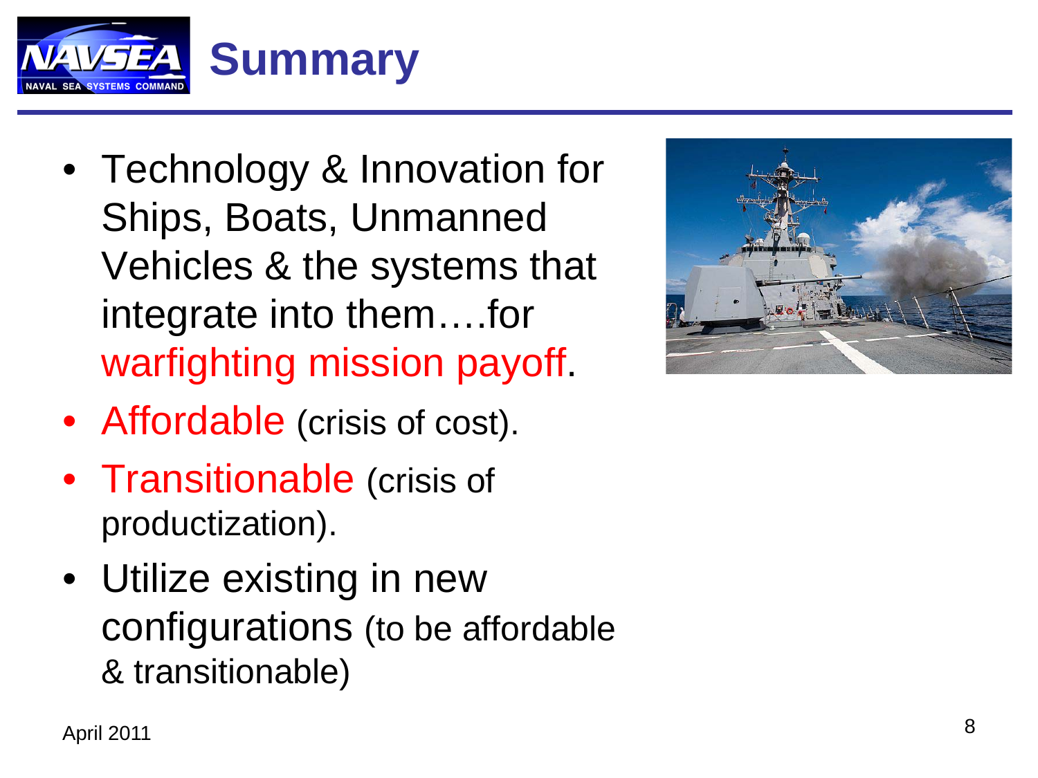# Summary

- Technology & Innovation for Ships, Boats, Unmanned Vehicles & the systems that integrate into them….for warfighting mission payoff.
- Affordable (crisis of cost).
- Transitionable (crisis of productization).
- Utilize existing in new configurations (to be affordable & transitionable)

April 2011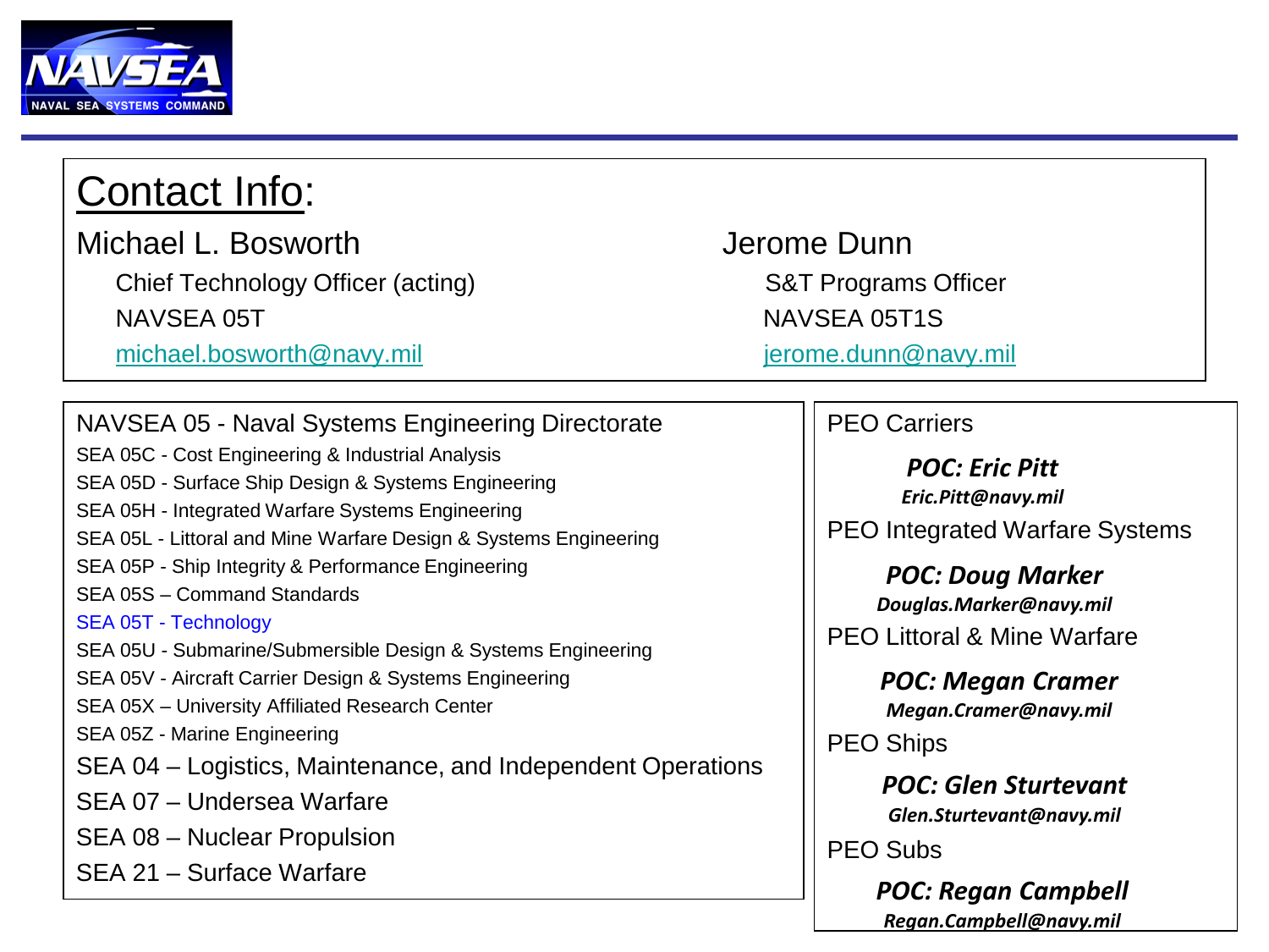## Contact Info:

**Michael L. Bosworth**
Chief Technology Officer (acting)
NAVSEA 05T
michael.bosworth@navy.mil

**Jerome Dunn**
S&T Programs Officer
NAVSEA 05T1S
jerome.dunn@navy.mil

### NAVSEA 05 - Naval Systems Engineering Directorate

- SEA 05C - Cost Engineering & Industrial Analysis
- SEA 05D - Surface Ship Design & Systems Engineering
- SEA 05H - Integrated Warfare Systems Engineering
- SEA 05L - Littoral and Mine Warfare Design & Systems Engineering
- SEA 05P - Ship Integrity & Performance Engineering
- SEA 05S – Command Standards
- SEA 05T - Technology
- SEA 05U - Submarine/Submersible Design & Systems Engineering
- SEA 05V - Aircraft Carrier Design & Systems Engineering
- SEA 05X – University Affiliated Research Center
- SEA 05Z - Marine Engineering

SEA 04 – Logistics, Maintenance, and Independent Operations

SEA 07 – Undersea Warfare

SEA 08 – Nuclear Propulsion

SEA 21 – Surface Warfare

PEO Carriers

***POC: Eric Pitt***
***Eric.Pitt@navy.mil***

PEO Integrated Warfare Systems

***POC: Doug Marker***
***Douglas.Marker@navy.mil***

PEO Littoral & Mine Warfare

***POC: Megan Cramer***
***Megan.Cramer@navy.mil***

PEO Ships

***POC: Glen Sturtevant***
***Glen.Sturtevant@navy.mil***

PEO Subs

***POC: Regan Campbell***
***Regan.Campbell@navy.mil***